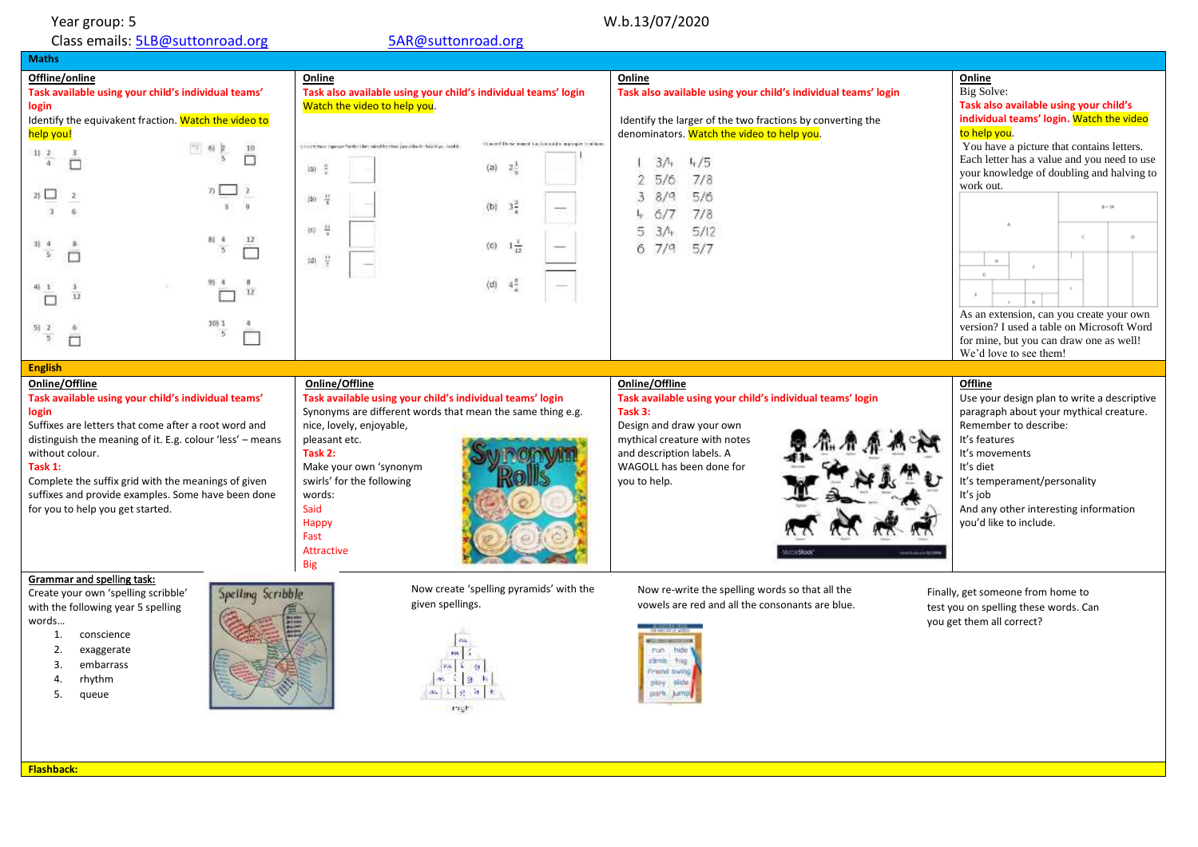Year group: 5 W.b.13/07/2020

Class emails: 5LB@suttonroad.org 5AR@suttonroad.org

## Maths

**Offline/online**

**Task available using your child's individual teams' login**

Identify the equivakent fraction. Watch the video to help you!

**Online**

**Task also available using your child's individual teams' login**

Watch the video to help you.

**Online**

**Task also available using your child's individual teams' login**

Identify the larger of the two fractions by converting the denominators. Watch the video to help you.

1. 3/4 4/5
2. 5/6 7/8
3. 8/9 5/6
4. 6/7 7/8
5. 3/4 5/12
6. 7/9 5/7

**Online**

Big Solve:

**Task also available using your child's individual teams' login.** Watch the video to help you.

You have a picture that contains letters. Each letter has a value and you need to use your knowledge of doubling and halving to work out.

As an extension, can you create your own version? I used a table on Microsoft Word for mine, but you can draw one as well! We'd love to see them!

## English

**Online/Offline**

**Task available using your child's individual teams' login**

Suffixes are letters that come after a root word and distinguish the meaning of it. E.g. colour 'less' – means without colour.

**Task 1:**

Complete the suffix grid with the meanings of given suffixes and provide examples. Some have been done for you to help you get started.

**Online/Offline**

**Task available using your child's individual teams' login**

Synonyms are different words that mean the same thing e.g. nice, lovely, enjoyable, pleasant etc.

**Task 2:**

Make your own 'synonym swirls' for the following words:

Said
Happy
Fast
Attractive
Big

**Online/Offline**

**Task available using your child's individual teams' login**

**Task 3:**

Design and draw your own mythical creature with notes and description labels. A WAGOLL has been done for you to help.

**Offline**

Use your design plan to write a descriptive paragraph about your mythical creature. Remember to describe:

It's features
It's movements
It's diet
It's temperament/personality
It's job
And any other interesting information you'd like to include.

**Grammar and spelling task:**

Create your own 'spelling scribble' with the following year 5 spelling words…

1. conscience
2. exaggerate
3. embarrass
4. rhythm
5. queue

Now create 'spelling pyramids' with the given spellings.

Now re-write the spelling words so that all the vowels are red and all the consonants are blue.

Finally, get someone from home to test you on spelling these words. Can you get them all correct?

**Flashback:**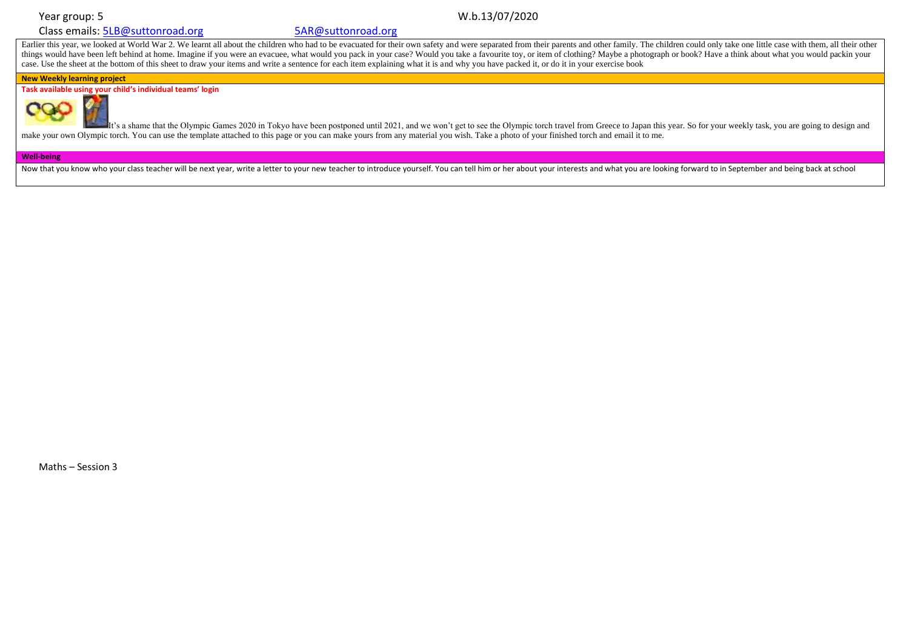Year group: 5

W.b.13/07/2020

Class emails: 5LB@suttonroad.org 5AR@suttonroad.org

Earlier this year, we looked at World War 2. We learnt all about the children who had to be evacuated for their own safety and were separated from their parents and other family. The children could only take one little case with them, all their other things would have been left behind at home. Imagine if you were an evacuee, what would you pack in your case? Would you take a favourite toy, or item of clothing? Maybe a photograph or book? Have a think about what you would packin your case. Use the sheet at the bottom of this sheet to draw your items and write a sentence for each item explaining what it is and why you have packed it, or do it in your exercise book

**New Weekly learning project**

**Task available using your child's individual teams' login**

It's a shame that the Olympic Games 2020 in Tokyo have been postponed until 2021, and we won't get to see the Olympic torch travel from Greece to Japan this year. So for your weekly task, you are going to design and make your own Olympic torch. You can use the template attached to this page or you can make yours from any material you wish. Take a photo of your finished torch and email it to me.

**Well-being**

Now that you know who your class teacher will be next year, write a letter to your new teacher to introduce yourself. You can tell him or her about your interests and what you are looking forward to in September and being back at school

Maths – Session 3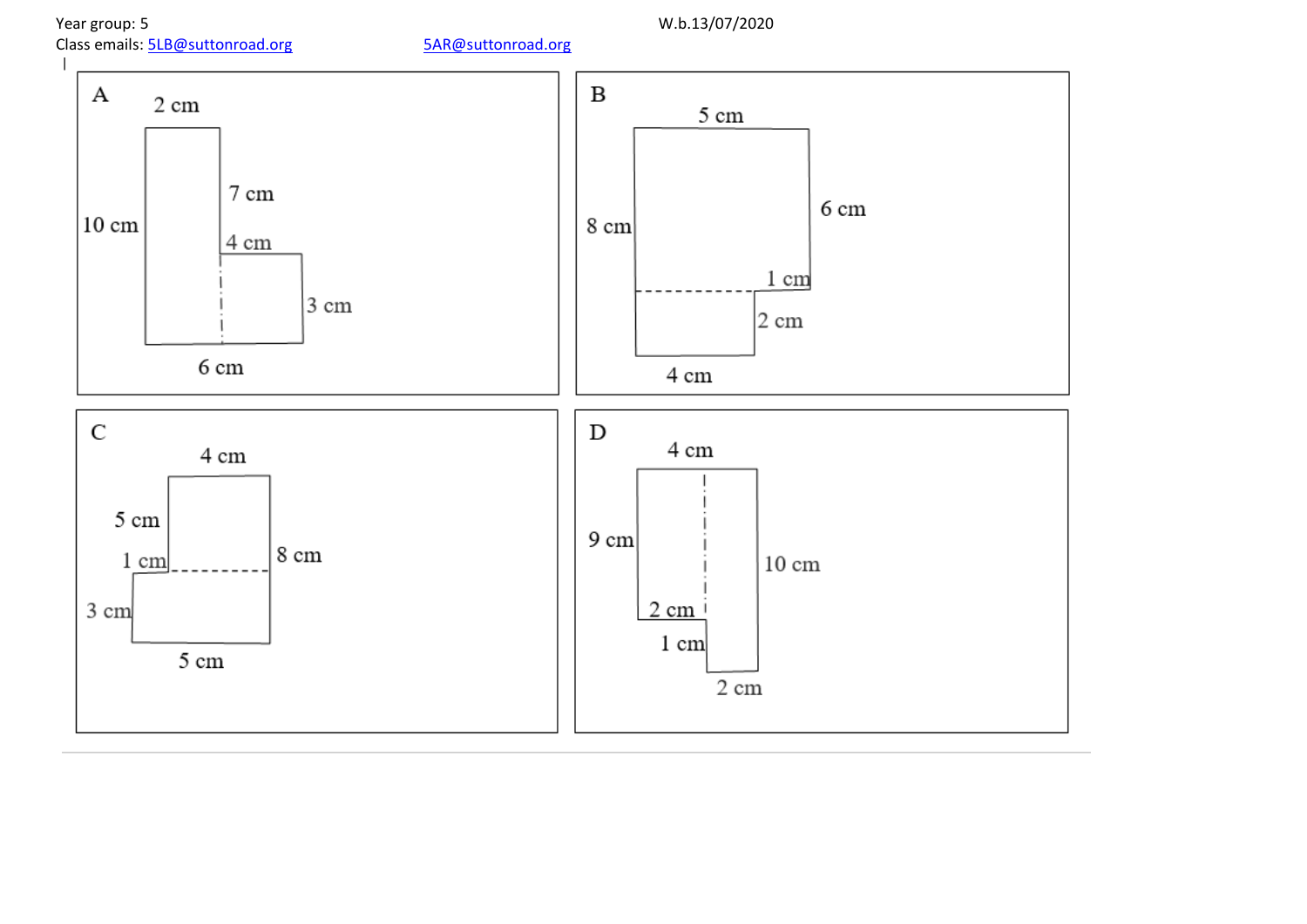Year group: 5

Class emails: 5LB@suttonroad.org 5AR@suttonroad.org

W.b.13/07/2020

A

2 cm

7 cm

10 cm

4 cm

3 cm

6 cm

B

5 cm

8 cm

6 cm

1 cm

2 cm

4 cm

C

4 cm

5 cm

1 cm

8 cm

3 cm

5 cm

D

4 cm

9 cm

10 cm

2 cm

1 cm

2 cm